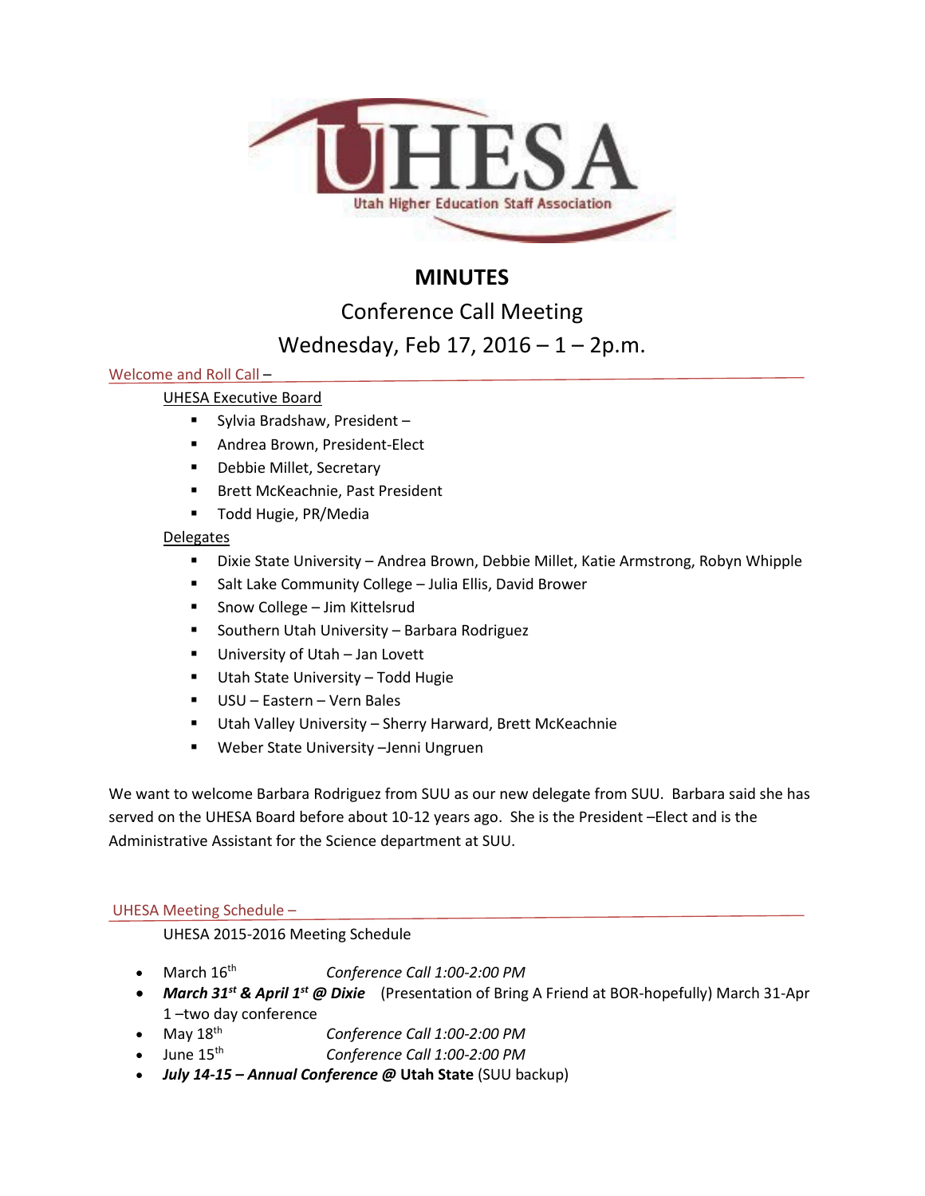UHESA
Utah Higher Education Staff Association

# MINUTES

## Conference Call Meeting

## Wednesday, Feb 17, 2016 – 1 – 2p.m.

### Welcome and Roll Call –

UHESA Executive Board

- Sylvia Bradshaw, President –
- Andrea Brown, President-Elect
- Debbie Millet, Secretary
- Brett McKeachnie, Past President
- Todd Hugie, PR/Media

Delegates

- Dixie State University – Andrea Brown, Debbie Millet, Katie Armstrong, Robyn Whipple
- Salt Lake Community College – Julia Ellis, David Brower
- Snow College – Jim Kittelsrud
- Southern Utah University – Barbara Rodriguez
- University of Utah – Jan Lovett
- Utah State University – Todd Hugie
- USU – Eastern – Vern Bales
- Utah Valley University – Sherry Harward, Brett McKeachnie
- Weber State University –Jenni Ungruen

We want to welcome Barbara Rodriguez from SUU as our new delegate from SUU. Barbara said she has served on the UHESA Board before about 10-12 years ago. She is the President –Elect and is the Administrative Assistant for the Science department at SUU.

### UHESA Meeting Schedule –

UHESA 2015-2016 Meeting Schedule

- March 16th *Conference Call 1:00-2:00 PM*
- ***March 31st & April 1st @ Dixie*** (Presentation of Bring A Friend at BOR-hopefully) March 31-Apr 1 –two day conference
- May 18th *Conference Call 1:00-2:00 PM*
- June 15th *Conference Call 1:00-2:00 PM*
- ***July 14-15 – Annual Conference @*** **Utah State** (SUU backup)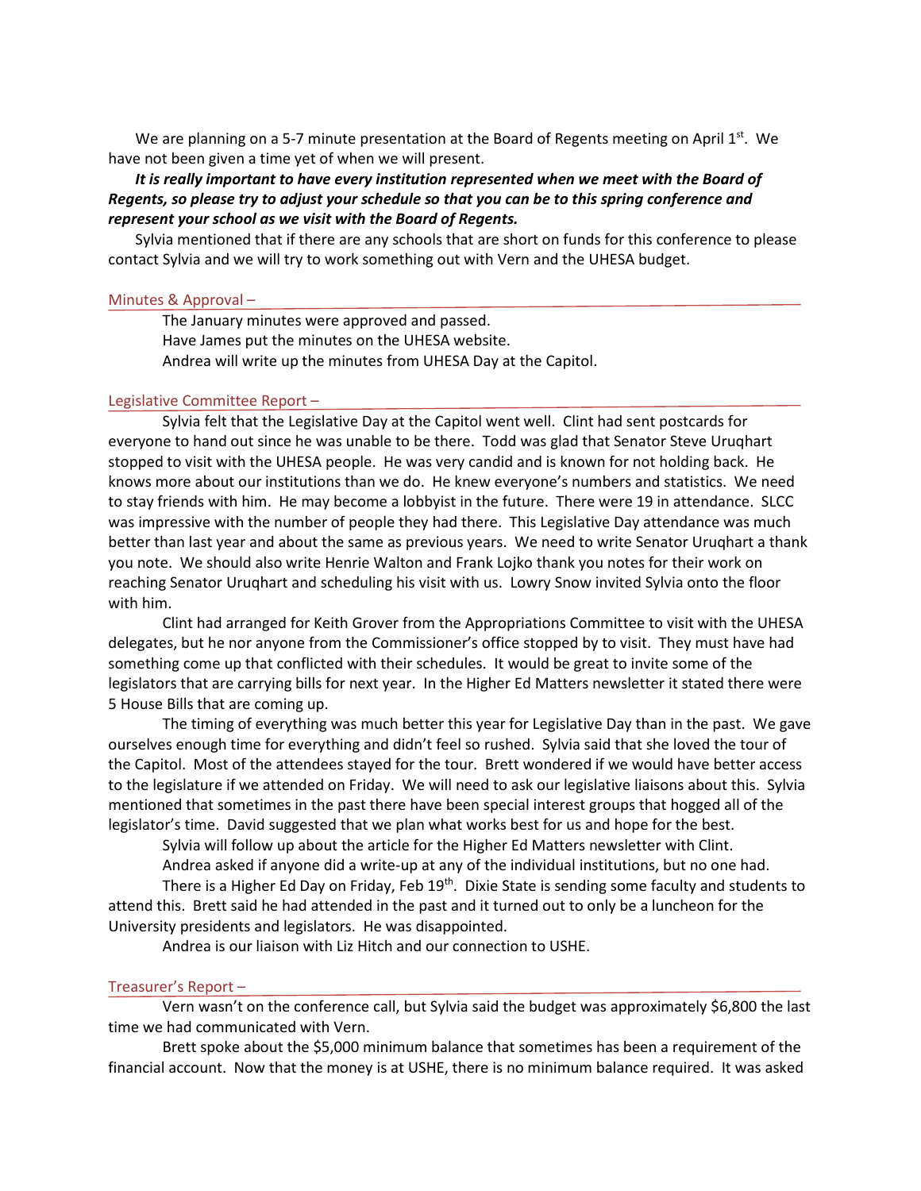We are planning on a 5-7 minute presentation at the Board of Regents meeting on April 1st. We have not been given a time yet of when we will present.

***It is really important to have every institution represented when we meet with the Board of Regents, so please try to adjust your schedule so that you can be to this spring conference and represent your school as we visit with the Board of Regents.***

Sylvia mentioned that if there are any schools that are short on funds for this conference to please contact Sylvia and we will try to work something out with Vern and the UHESA budget.

## Minutes & Approval –

The January minutes were approved and passed.
Have James put the minutes on the UHESA website.
Andrea will write up the minutes from UHESA Day at the Capitol.

## Legislative Committee Report –

Sylvia felt that the Legislative Day at the Capitol went well. Clint had sent postcards for everyone to hand out since he was unable to be there. Todd was glad that Senator Steve Uruqhart stopped to visit with the UHESA people. He was very candid and is known for not holding back. He knows more about our institutions than we do. He knew everyone's numbers and statistics. We need to stay friends with him. He may become a lobbyist in the future. There were 19 in attendance. SLCC was impressive with the number of people they had there. This Legislative Day attendance was much better than last year and about the same as previous years. We need to write Senator Uruqhart a thank you note. We should also write Henrie Walton and Frank Lojko thank you notes for their work on reaching Senator Uruqhart and scheduling his visit with us. Lowry Snow invited Sylvia onto the floor with him.

Clint had arranged for Keith Grover from the Appropriations Committee to visit with the UHESA delegates, but he nor anyone from the Commissioner's office stopped by to visit. They must have had something come up that conflicted with their schedules. It would be great to invite some of the legislators that are carrying bills for next year. In the Higher Ed Matters newsletter it stated there were 5 House Bills that are coming up.

The timing of everything was much better this year for Legislative Day than in the past. We gave ourselves enough time for everything and didn't feel so rushed. Sylvia said that she loved the tour of the Capitol. Most of the attendees stayed for the tour. Brett wondered if we would have better access to the legislature if we attended on Friday. We will need to ask our legislative liaisons about this. Sylvia mentioned that sometimes in the past there have been special interest groups that hogged all of the legislator's time. David suggested that we plan what works best for us and hope for the best.

Sylvia will follow up about the article for the Higher Ed Matters newsletter with Clint.

Andrea asked if anyone did a write-up at any of the individual institutions, but no one had.

There is a Higher Ed Day on Friday, Feb 19th. Dixie State is sending some faculty and students to attend this. Brett said he had attended in the past and it turned out to only be a luncheon for the University presidents and legislators. He was disappointed.

Andrea is our liaison with Liz Hitch and our connection to USHE.

## Treasurer's Report –

Vern wasn't on the conference call, but Sylvia said the budget was approximately $6,800 the last time we had communicated with Vern.

Brett spoke about the $5,000 minimum balance that sometimes has been a requirement of the financial account. Now that the money is at USHE, there is no minimum balance required. It was asked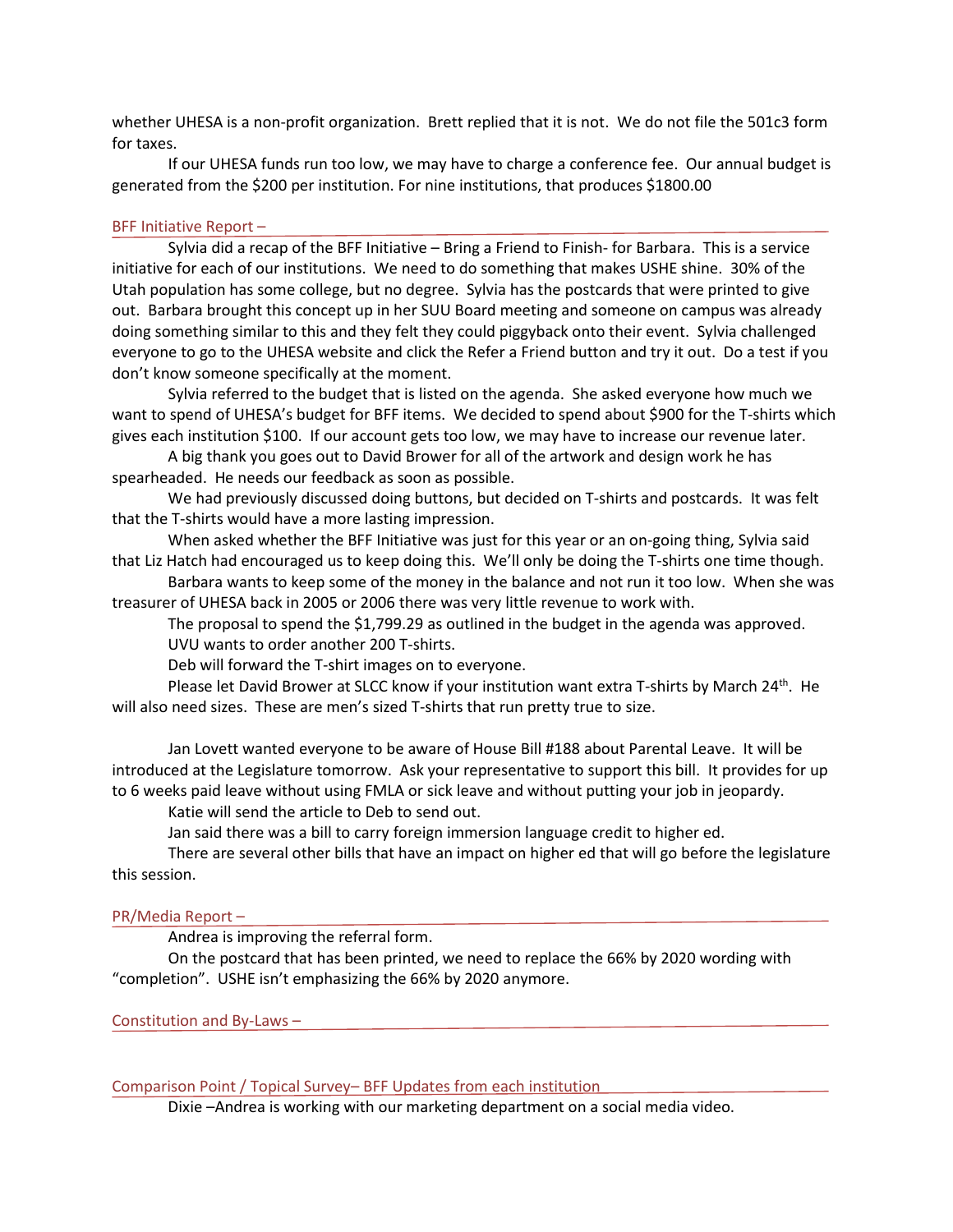whether UHESA is a non-profit organization. Brett replied that it is not. We do not file the 501c3 form for taxes.

If our UHESA funds run too low, we may have to charge a conference fee. Our annual budget is generated from the $200 per institution. For nine institutions, that produces $1800.00

## BFF Initiative Report –

Sylvia did a recap of the BFF Initiative – Bring a Friend to Finish- for Barbara. This is a service initiative for each of our institutions. We need to do something that makes USHE shine. 30% of the Utah population has some college, but no degree. Sylvia has the postcards that were printed to give out. Barbara brought this concept up in her SUU Board meeting and someone on campus was already doing something similar to this and they felt they could piggyback onto their event. Sylvia challenged everyone to go to the UHESA website and click the Refer a Friend button and try it out. Do a test if you don't know someone specifically at the moment.

Sylvia referred to the budget that is listed on the agenda. She asked everyone how much we want to spend of UHESA's budget for BFF items. We decided to spend about $900 for the T-shirts which gives each institution $100. If our account gets too low, we may have to increase our revenue later.

A big thank you goes out to David Brower for all of the artwork and design work he has spearheaded. He needs our feedback as soon as possible.

We had previously discussed doing buttons, but decided on T-shirts and postcards. It was felt that the T-shirts would have a more lasting impression.

When asked whether the BFF Initiative was just for this year or an on-going thing, Sylvia said that Liz Hatch had encouraged us to keep doing this. We'll only be doing the T-shirts one time though.

Barbara wants to keep some of the money in the balance and not run it too low. When she was treasurer of UHESA back in 2005 or 2006 there was very little revenue to work with.

The proposal to spend the $1,799.29 as outlined in the budget in the agenda was approved.

UVU wants to order another 200 T-shirts.

Deb will forward the T-shirt images on to everyone.

Please let David Brower at SLCC know if your institution want extra T-shirts by March 24th. He will also need sizes. These are men's sized T-shirts that run pretty true to size.

Jan Lovett wanted everyone to be aware of House Bill #188 about Parental Leave. It will be introduced at the Legislature tomorrow. Ask your representative to support this bill. It provides for up to 6 weeks paid leave without using FMLA or sick leave and without putting your job in jeopardy.

Katie will send the article to Deb to send out.

Jan said there was a bill to carry foreign immersion language credit to higher ed.

There are several other bills that have an impact on higher ed that will go before the legislature this session.

## PR/Media Report –

Andrea is improving the referral form.

On the postcard that has been printed, we need to replace the 66% by 2020 wording with "completion". USHE isn't emphasizing the 66% by 2020 anymore.

## Constitution and By-Laws –

## Comparison Point / Topical Survey– BFF Updates from each institution

Dixie –Andrea is working with our marketing department on a social media video.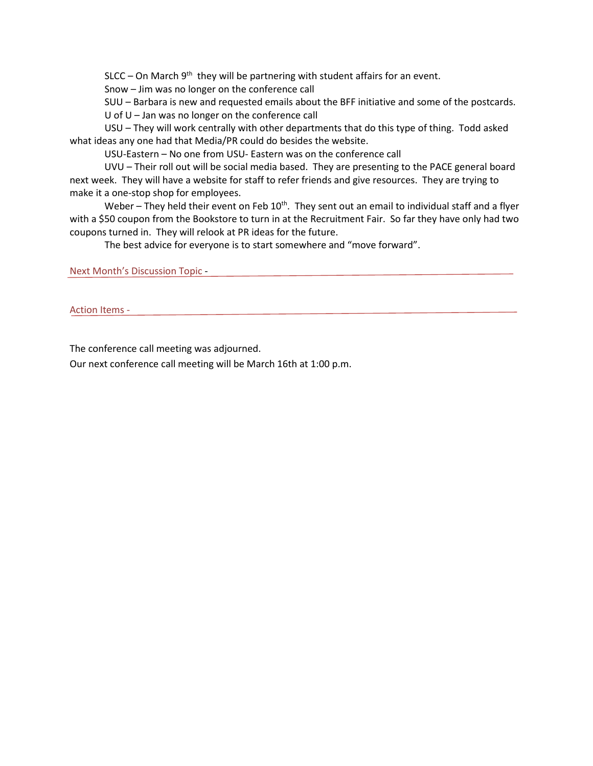SLCC – On March 9th they will be partnering with student affairs for an event.

Snow – Jim was no longer on the conference call

SUU – Barbara is new and requested emails about the BFF initiative and some of the postcards.

U of U – Jan was no longer on the conference call

USU – They will work centrally with other departments that do this type of thing. Todd asked what ideas any one had that Media/PR could do besides the website.

USU-Eastern – No one from USU- Eastern was on the conference call

UVU – Their roll out will be social media based. They are presenting to the PACE general board next week. They will have a website for staff to refer friends and give resources. They are trying to make it a one-stop shop for employees.

Weber – They held their event on Feb 10th. They sent out an email to individual staff and a flyer with a $50 coupon from the Bookstore to turn in at the Recruitment Fair. So far they have only had two coupons turned in. They will relook at PR ideas for the future.

The best advice for everyone is to start somewhere and "move forward".

## Next Month's Discussion Topic -

## Action Items -

The conference call meeting was adjourned.

Our next conference call meeting will be March 16th at 1:00 p.m.